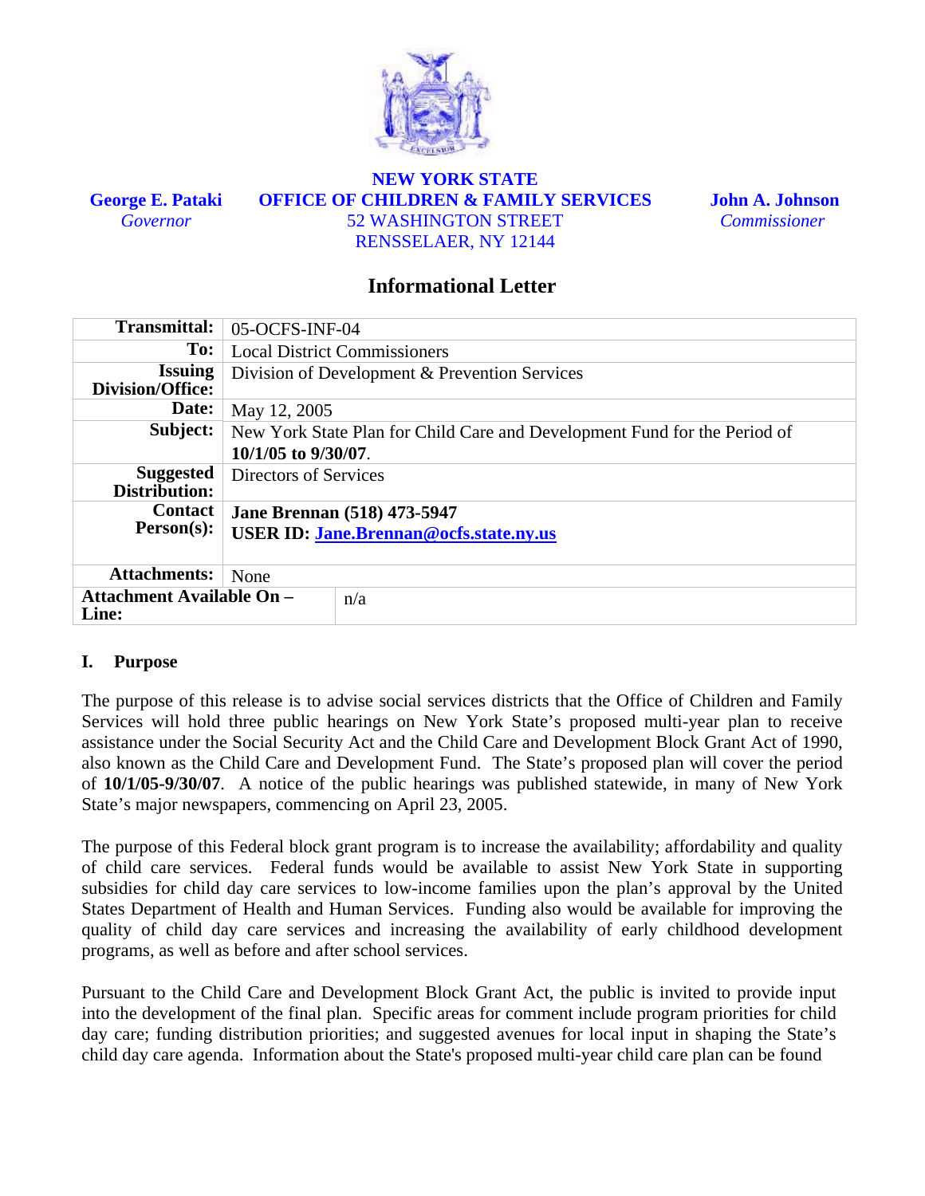**George E. Pataki**
*Governor*

**NEW YORK STATE**
**OFFICE OF CHILDREN & FAMILY SERVICES**
52 WASHINGTON STREET
RENSSELAER, NY 12144

**John A. Johnson**
*Commissioner*

## Informational Letter

| | |
|---|---|
| **Transmittal:** | 05-OCFS-INF-04 |
| **To:** | Local District Commissioners |
| **Issuing Division/Office:** | Division of Development & Prevention Services |
| **Date:** | May 12, 2005 |
| **Subject:** | New York State Plan for Child Care and Development Fund for the Period of **10/1/05 to 9/30/07**. |
| **Suggested Distribution:** | Directors of Services |
| **Contact Person(s):** | **Jane Brennan (518) 473-5947**<br>**USER ID: Jane.Brennan@ocfs.state.ny.us** |
| **Attachments:** | None |
| **Attachment Available On – Line:** | n/a |

### I. Purpose

The purpose of this release is to advise social services districts that the Office of Children and Family Services will hold three public hearings on New York State's proposed multi-year plan to receive assistance under the Social Security Act and the Child Care and Development Block Grant Act of 1990, also known as the Child Care and Development Fund. The State's proposed plan will cover the period of **10/1/05-9/30/07**. A notice of the public hearings was published statewide, in many of New York State's major newspapers, commencing on April 23, 2005.

The purpose of this Federal block grant program is to increase the availability; affordability and quality of child care services. Federal funds would be available to assist New York State in supporting subsidies for child day care services to low-income families upon the plan's approval by the United States Department of Health and Human Services. Funding also would be available for improving the quality of child day care services and increasing the availability of early childhood development programs, as well as before and after school services.

Pursuant to the Child Care and Development Block Grant Act, the public is invited to provide input into the development of the final plan. Specific areas for comment include program priorities for child day care; funding distribution priorities; and suggested avenues for local input in shaping the State's child day care agenda. Information about the State's proposed multi-year child care plan can be found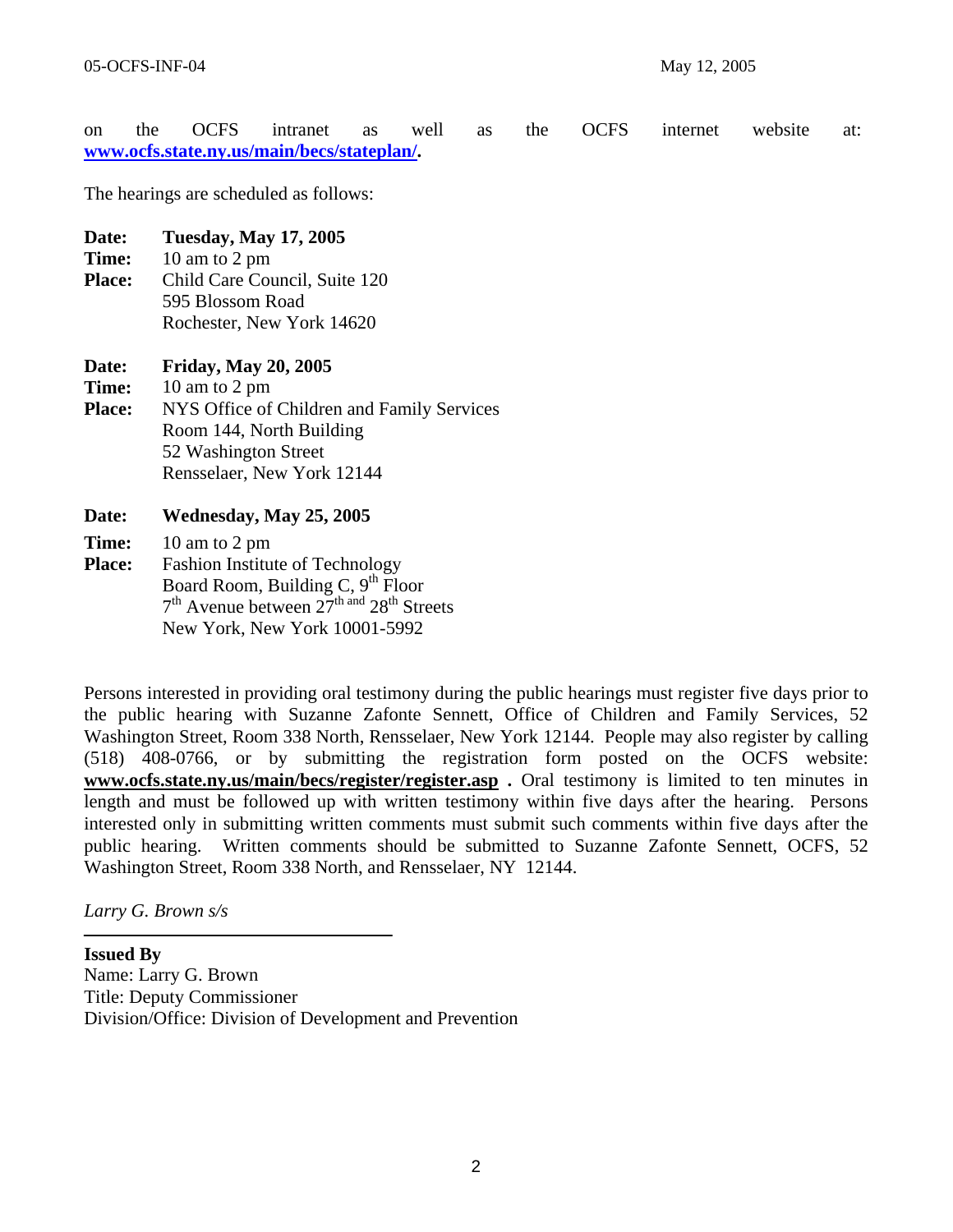on the OCFS intranet as well as the OCFS internet website at: **www.ocfs.state.ny.us/main/becs/stateplan/.**

The hearings are scheduled as follows:

**Date:** **Tuesday, May 17, 2005**
**Time:** 10 am to 2 pm
**Place:** Child Care Council, Suite 120
595 Blossom Road
Rochester, New York 14620

**Date:** **Friday, May 20, 2005**
**Time:** 10 am to 2 pm
**Place:** NYS Office of Children and Family Services
Room 144, North Building
52 Washington Street
Rensselaer, New York 12144

**Date:** **Wednesday, May 25, 2005**
**Time:** 10 am to 2 pm
**Place:** Fashion Institute of Technology
Board Room, Building C, 9th Floor
7th Avenue between 27th and 28th Streets
New York, New York 10001-5992

Persons interested in providing oral testimony during the public hearings must register five days prior to the public hearing with Suzanne Zafonte Sennett, Office of Children and Family Services, 52 Washington Street, Room 338 North, Rensselaer, New York 12144. People may also register by calling (518) 408-0766, or by submitting the registration form posted on the OCFS website: **www.ocfs.state.ny.us/main/becs/register/register.asp .** Oral testimony is limited to ten minutes in length and must be followed up with written testimony within five days after the hearing. Persons interested only in submitting written comments must submit such comments within five days after the public hearing. Written comments should be submitted to Suzanne Zafonte Sennett, OCFS, 52 Washington Street, Room 338 North, and Rensselaer, NY 12144.

*Larry G. Brown s/s*

---

**Issued By**
Name: Larry G. Brown
Title: Deputy Commissioner
Division/Office: Division of Development and Prevention